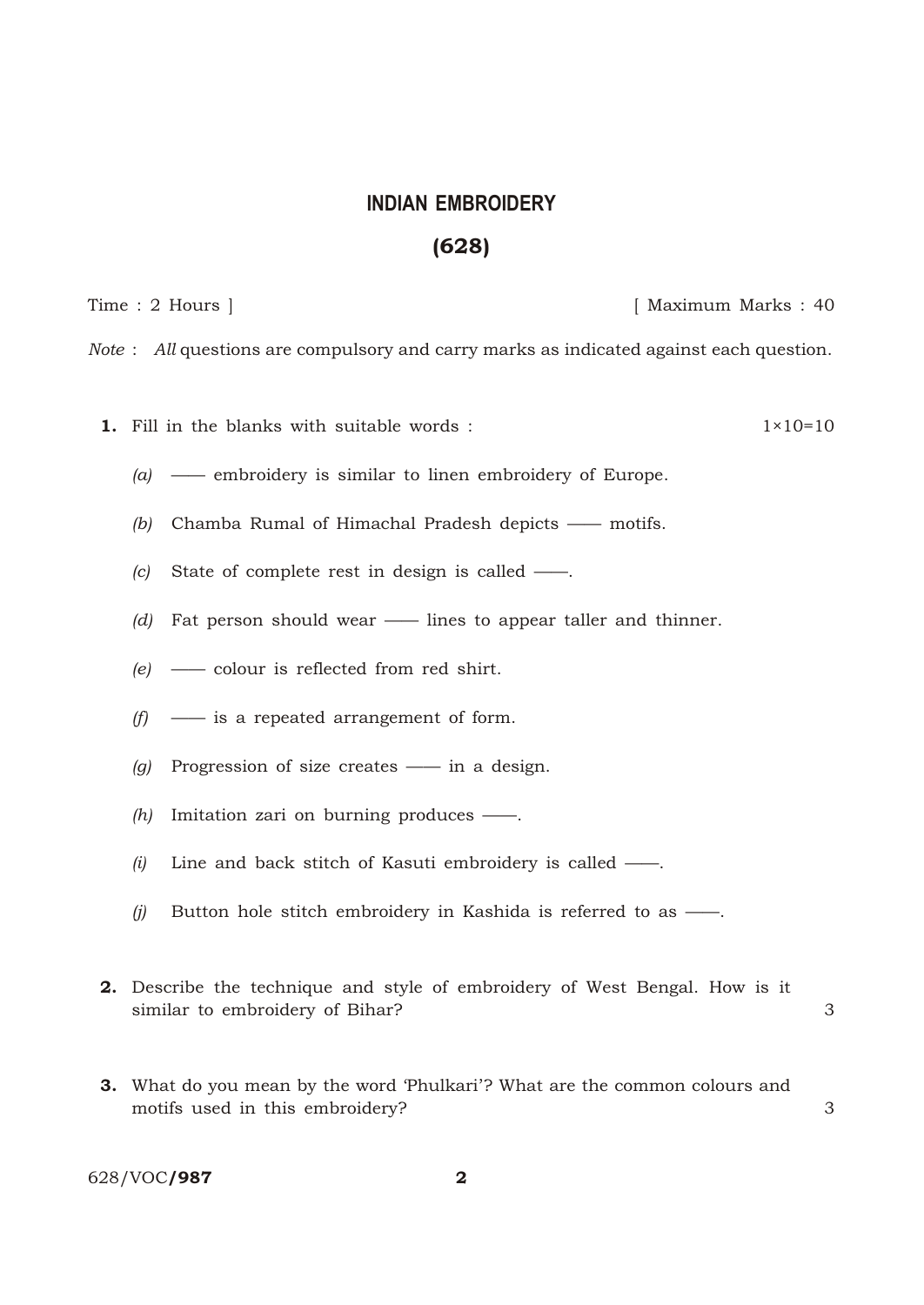# INDIAN EMBROIDERY

## (628)

Time : 2 Hours ] [ Maximum Marks : 40

*Note* : *All* questions are compulsory and carry marks as indicated against each question.

**1.** Fill in the blanks with suitable words : 1×10=10

*(a)* —— embroidery is similar to linen embroidery of Europe.

*(b)* Chamba Rumal of Himachal Pradesh depicts —— motifs.

*(c)* State of complete rest in design is called ——.

*(d)* Fat person should wear —— lines to appear taller and thinner.

*(e)* —— colour is reflected from red shirt.

*(f)* —— is a repeated arrangement of form.

*(g)* Progression of size creates —— in a design.

*(h)* Imitation zari on burning produces ——.

*(i)* Line and back stitch of Kasuti embroidery is called ——.

*(j)* Button hole stitch embroidery in Kashida is referred to as ——.

**2.** Describe the technique and style of embroidery of West Bengal. How is it similar to embroidery of Bihar? 3

**3.** What do you mean by the word 'Phulkari'? What are the common colours and motifs used in this embroidery? 3

628/VOC/**987**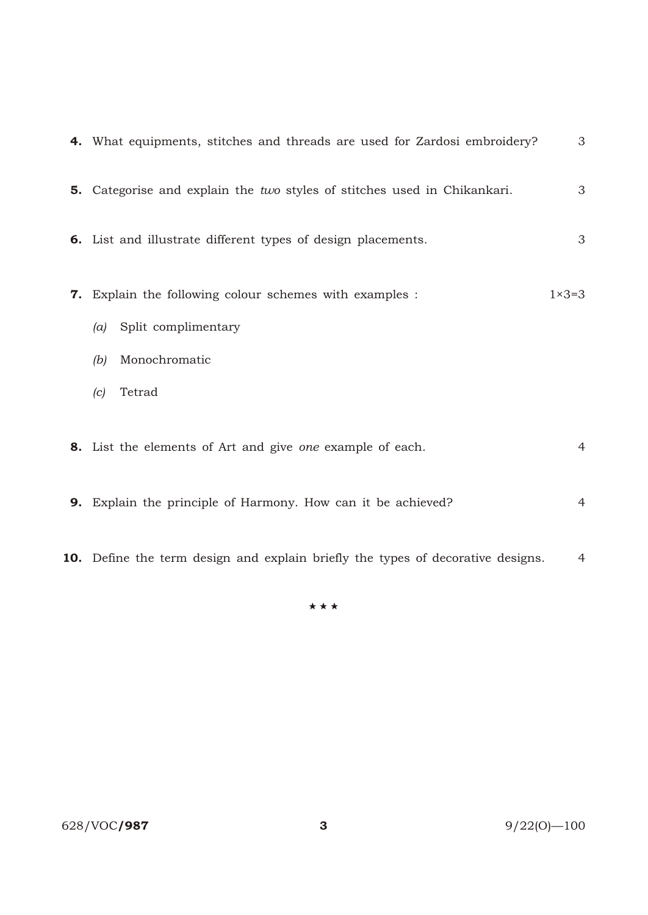**4.** What equipments, stitches and threads are used for Zardosi embroidery? 3

**5.** Categorise and explain the *two* styles of stitches used in Chikankari. 3

**6.** List and illustrate different types of design placements. 3

**7.** Explain the following colour schemes with examples : 1×3=3

*(a)* Split complimentary

*(b)* Monochromatic

*(c)* Tetrad

**8.** List the elements of Art and give *one* example of each. 4

**9.** Explain the principle of Harmony. How can it be achieved? 4

**10.** Define the term design and explain briefly the types of decorative designs. 4

★ ★ ★